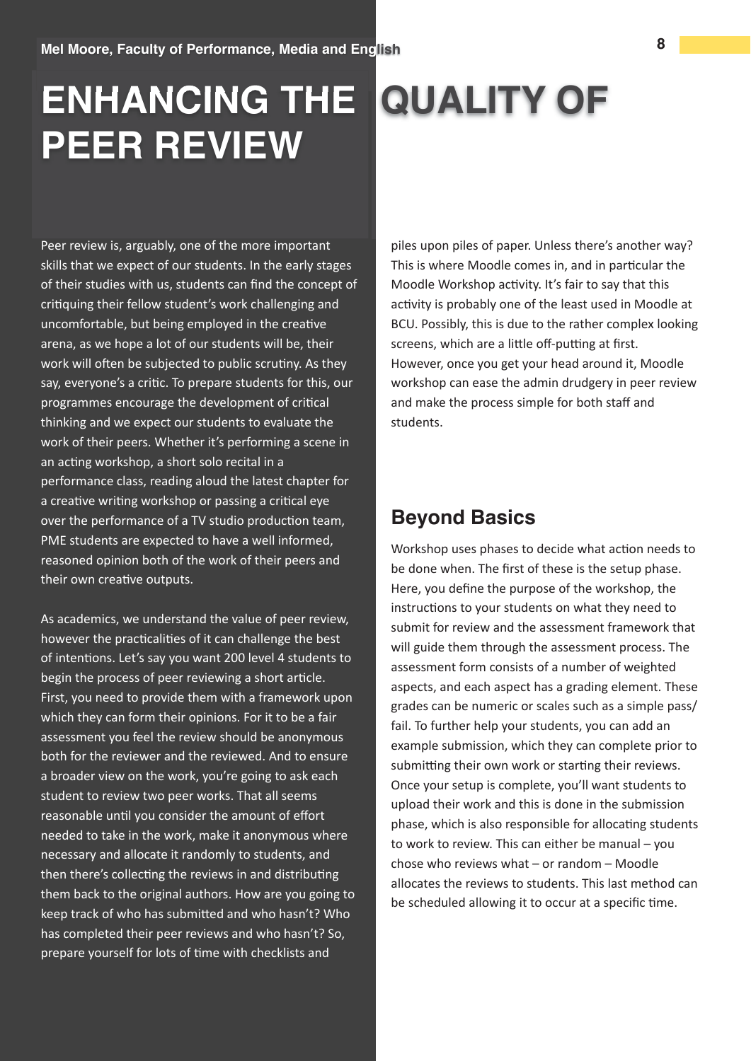Mel Moore, Faculty of Performance, Media and English

# ENHANCING THE QUALITY OF PEER REVIEW

Peer review is, arguably, one of the more important skills that we expect of our students. In the early stages of their studies with us, students can find the concept of critiquing their fellow student's work challenging and uncomfortable, but being employed in the creative arena, as we hope a lot of our students will be, their work will often be subjected to public scrutiny. As they say, everyone's a critic. To prepare students for this, our programmes encourage the development of critical thinking and we expect our students to evaluate the work of their peers. Whether it's performing a scene in an acting workshop, a short solo recital in a performance class, reading aloud the latest chapter for a creative writing workshop or passing a critical eye over the performance of a TV studio production team, PME students are expected to have a well informed, reasoned opinion both of the work of their peers and their own creative outputs.

As academics, we understand the value of peer review, however the practicalities of it can challenge the best of intentions. Let's say you want 200 level 4 students to begin the process of peer reviewing a short article. First, you need to provide them with a framework upon which they can form their opinions. For it to be a fair assessment you feel the review should be anonymous both for the reviewer and the reviewed. And to ensure a broader view on the work, you're going to ask each student to review two peer works. That all seems reasonable until you consider the amount of effort needed to take in the work, make it anonymous where necessary and allocate it randomly to students, and then there's collecting the reviews in and distributing them back to the original authors. How are you going to keep track of who has submitted and who hasn't? Who has completed their peer reviews and who hasn't? So, prepare yourself for lots of time with checklists and piles upon piles of paper. Unless there's another way? This is where Moodle comes in, and in particular the Moodle Workshop activity. It's fair to say that this activity is probably one of the least used in Moodle at BCU. Possibly, this is due to the rather complex looking screens, which are a little off-putting at first. However, once you get your head around it, Moodle workshop can ease the admin drudgery in peer review and make the process simple for both staff and students.

## Beyond Basics

Workshop uses phases to decide what action needs to be done when. The first of these is the setup phase. Here, you define the purpose of the workshop, the instructions to your students on what they need to submit for review and the assessment framework that will guide them through the assessment process. The assessment form consists of a number of weighted aspects, and each aspect has a grading element. These grades can be numeric or scales such as a simple pass/fail. To further help your students, you can add an example submission, which they can complete prior to submitting their own work or starting their reviews. Once your setup is complete, you'll want students to upload their work and this is done in the submission phase, which is also responsible for allocating students to work to review. This can either be manual – you chose who reviews what – or random – Moodle allocates the reviews to students. This last method can be scheduled allowing it to occur at a specific time.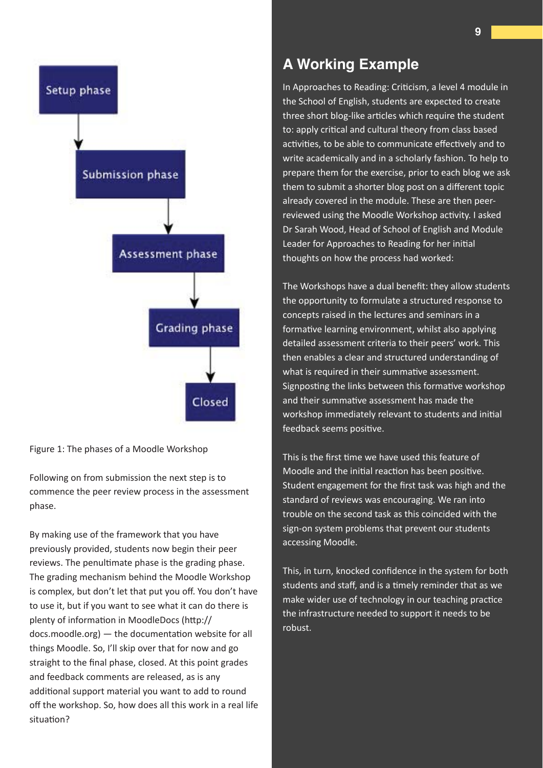Setup phase

Submission phase

Assessment phase

Grading phase

Closed

Figure 1: The phases of a Moodle Workshop

Following on from submission the next step is to commence the peer review process in the assessment phase.

By making use of the framework that you have previously provided, students now begin their peer reviews. The penultimate phase is the grading phase. The grading mechanism behind the Moodle Workshop is complex, but don't let that put you off. You don't have to use it, but if you want to see what it can do there is plenty of information in MoodleDocs (http://docs.moodle.org) — the documentation website for all things Moodle. So, I'll skip over that for now and go straight to the final phase, closed. At this point grades and feedback comments are released, as is any additional support material you want to add to round off the workshop. So, how does all this work in a real life situation?

## A Working Example

In Approaches to Reading: Criticism, a level 4 module in the School of English, students are expected to create three short blog-like articles which require the student to: apply critical and cultural theory from class based activities, to be able to communicate effectively and to write academically and in a scholarly fashion. To help to prepare them for the exercise, prior to each blog we ask them to submit a shorter blog post on a different topic already covered in the module. These are then peer-reviewed using the Moodle Workshop activity. I asked Dr Sarah Wood, Head of School of English and Module Leader for Approaches to Reading for her initial thoughts on how the process had worked:

The Workshops have a dual benefit: they allow students the opportunity to formulate a structured response to concepts raised in the lectures and seminars in a formative learning environment, whilst also applying detailed assessment criteria to their peers' work. This then enables a clear and structured understanding of what is required in their summative assessment. Signposting the links between this formative workshop and their summative assessment has made the workshop immediately relevant to students and initial feedback seems positive.

This is the first time we have used this feature of Moodle and the initial reaction has been positive. Student engagement for the first task was high and the standard of reviews was encouraging. We ran into trouble on the second task as this coincided with the sign-on system problems that prevent our students accessing Moodle.

This, in turn, knocked confidence in the system for both students and staff, and is a timely reminder that as we make wider use of technology in our teaching practice the infrastructure needed to support it needs to be robust.